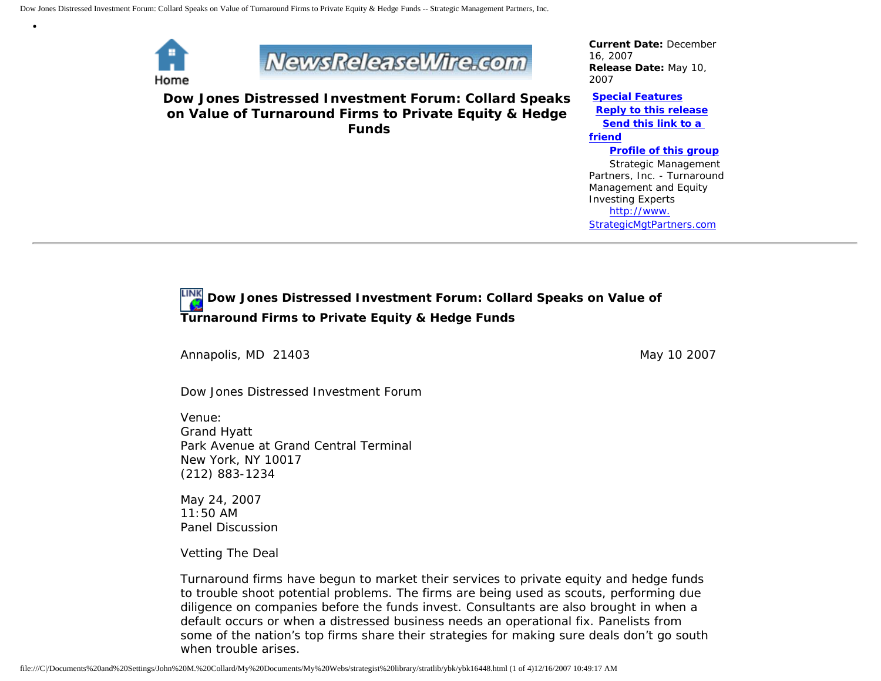Home

# Dow Jones Distressed Investment Forum: Collard Speaks on Value of Turnaround Firms to Private Equity & Hedge Funds

**Current Date:** December 16, 2007
**Release Date:** May 10, 2007

**Special Features**
**Reply to this release**
**Send this link to a friend**
**Profile of this group**

Strategic Management Partners, Inc. - Turnaround Management and Equity Investing Experts
http://www.StrategicMgtPartners.com

---

## Dow Jones Distressed Investment Forum: Collard Speaks on Value of Turnaround Firms to Private Equity & Hedge Funds

Annapolis, MD 21403 May 10 2007

Dow Jones Distressed Investment Forum

Venue:
Grand Hyatt
Park Avenue at Grand Central Terminal
New York, NY 10017
(212) 883-1234

May 24, 2007
11:50 AM
Panel Discussion

Vetting The Deal

Turnaround firms have begun to market their services to private equity and hedge funds to trouble shoot potential problems. The firms are being used as scouts, performing due diligence on companies before the funds invest. Consultants are also brought in when a default occurs or when a distressed business needs an operational fix. Panelists from some of the nation's top firms share their strategies for making sure deals don't go south when trouble arises.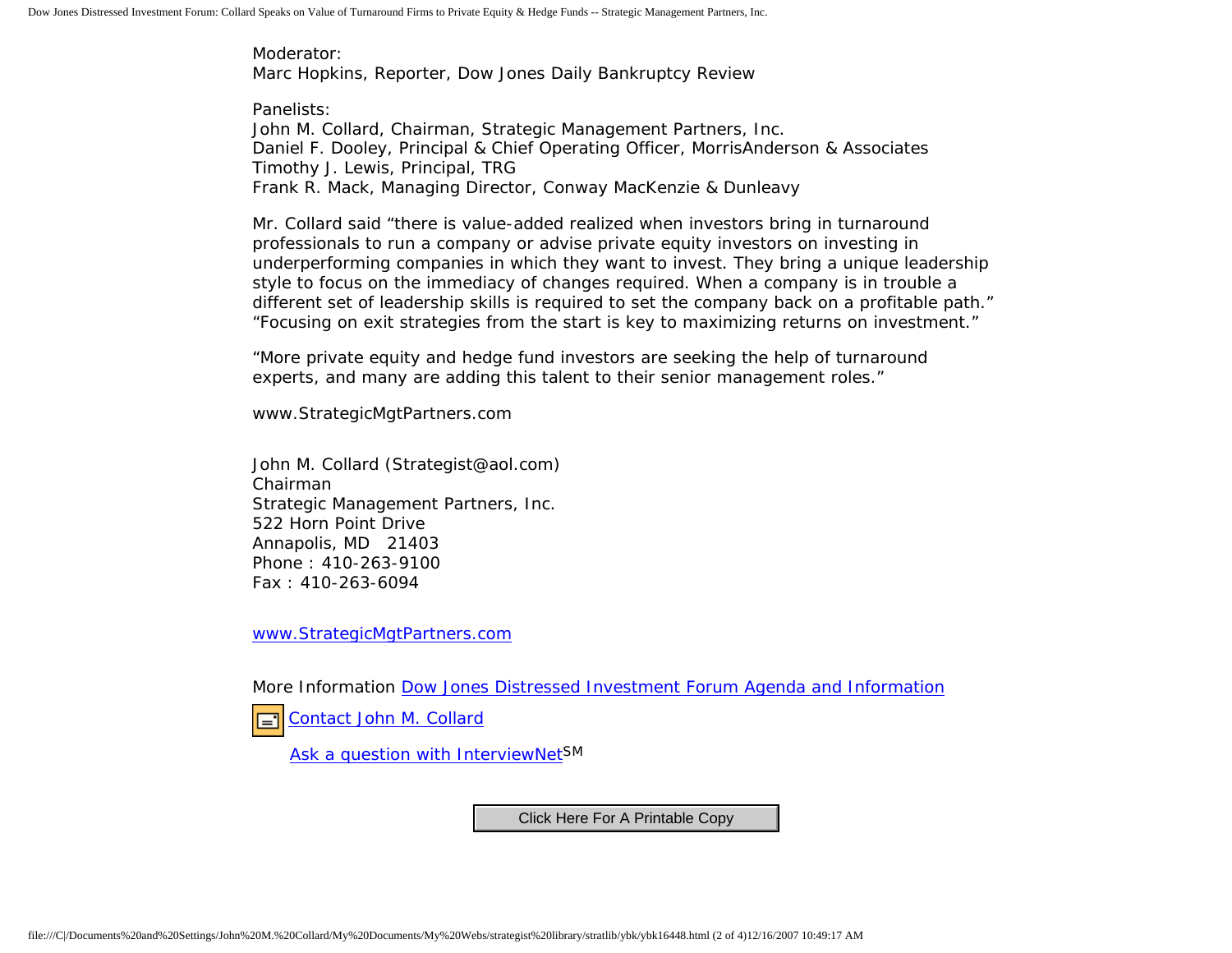Moderator:
Marc Hopkins, Reporter, Dow Jones Daily Bankruptcy Review

Panelists:
John M. Collard, Chairman, Strategic Management Partners, Inc.
Daniel F. Dooley, Principal & Chief Operating Officer, MorrisAnderson & Associates
Timothy J. Lewis, Principal, TRG
Frank R. Mack, Managing Director, Conway MacKenzie & Dunleavy

Mr. Collard said “there is value-added realized when investors bring in turnaround professionals to run a company or advise private equity investors on investing in underperforming companies in which they want to invest. They bring a unique leadership style to focus on the immediacy of changes required. When a company is in trouble a different set of leadership skills is required to set the company back on a profitable path.” “Focusing on exit strategies from the start is key to maximizing returns on investment.”

“More private equity and hedge fund investors are seeking the help of turnaround experts, and many are adding this talent to their senior management roles.”

www.StrategicMgtPartners.com

John M. Collard (Strategist@aol.com)
Chairman
Strategic Management Partners, Inc.
522 Horn Point Drive
Annapolis, MD 21403
Phone : 410-263-9100
Fax : 410-263-6094

www.StrategicMgtPartners.com

More Information Dow Jones Distressed Investment Forum Agenda and Information

Contact John M. Collard

Ask a question with InterviewNet[SM]

Click Here For A Printable Copy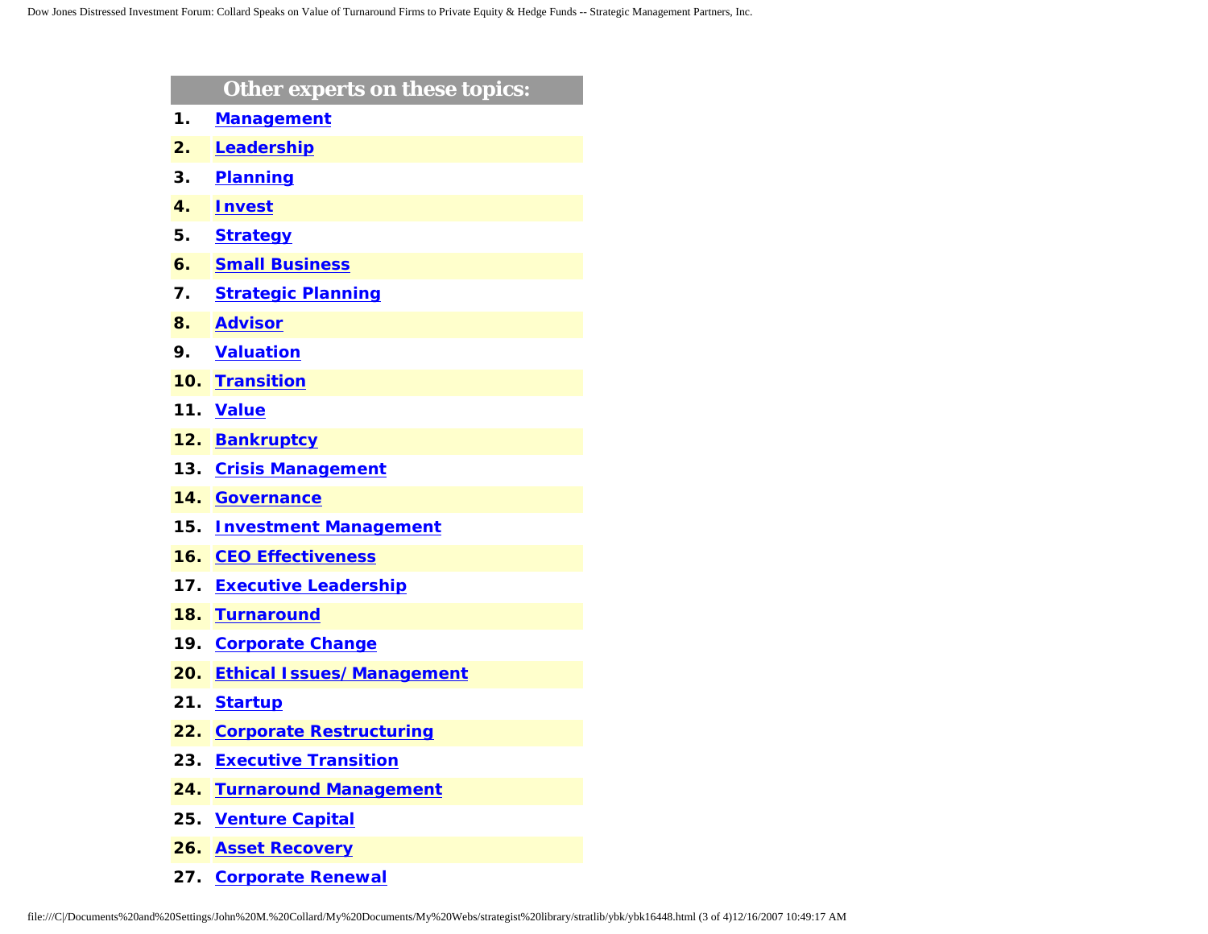| Other experts on these topics: | |
|---|---|
| **1.** | **Management** |
| **2.** | **Leadership** |
| **3.** | **Planning** |
| **4.** | **Invest** |
| **5.** | **Strategy** |
| **6.** | **Small Business** |
| **7.** | **Strategic Planning** |
| **8.** | **Advisor** |
| **9.** | **Valuation** |
| **10.** | **Transition** |
| **11.** | **Value** |
| **12.** | **Bankruptcy** |
| **13.** | **Crisis Management** |
| **14.** | **Governance** |
| **15.** | **Investment Management** |
| **16.** | **CEO Effectiveness** |
| **17.** | **Executive Leadership** |
| **18.** | **Turnaround** |
| **19.** | **Corporate Change** |
| **20.** | **Ethical Issues/Management** |
| **21.** | **Startup** |
| **22.** | **Corporate Restructuring** |
| **23.** | **Executive Transition** |
| **24.** | **Turnaround Management** |
| **25.** | **Venture Capital** |
| **26.** | **Asset Recovery** |
| **27.** | **Corporate Renewal** |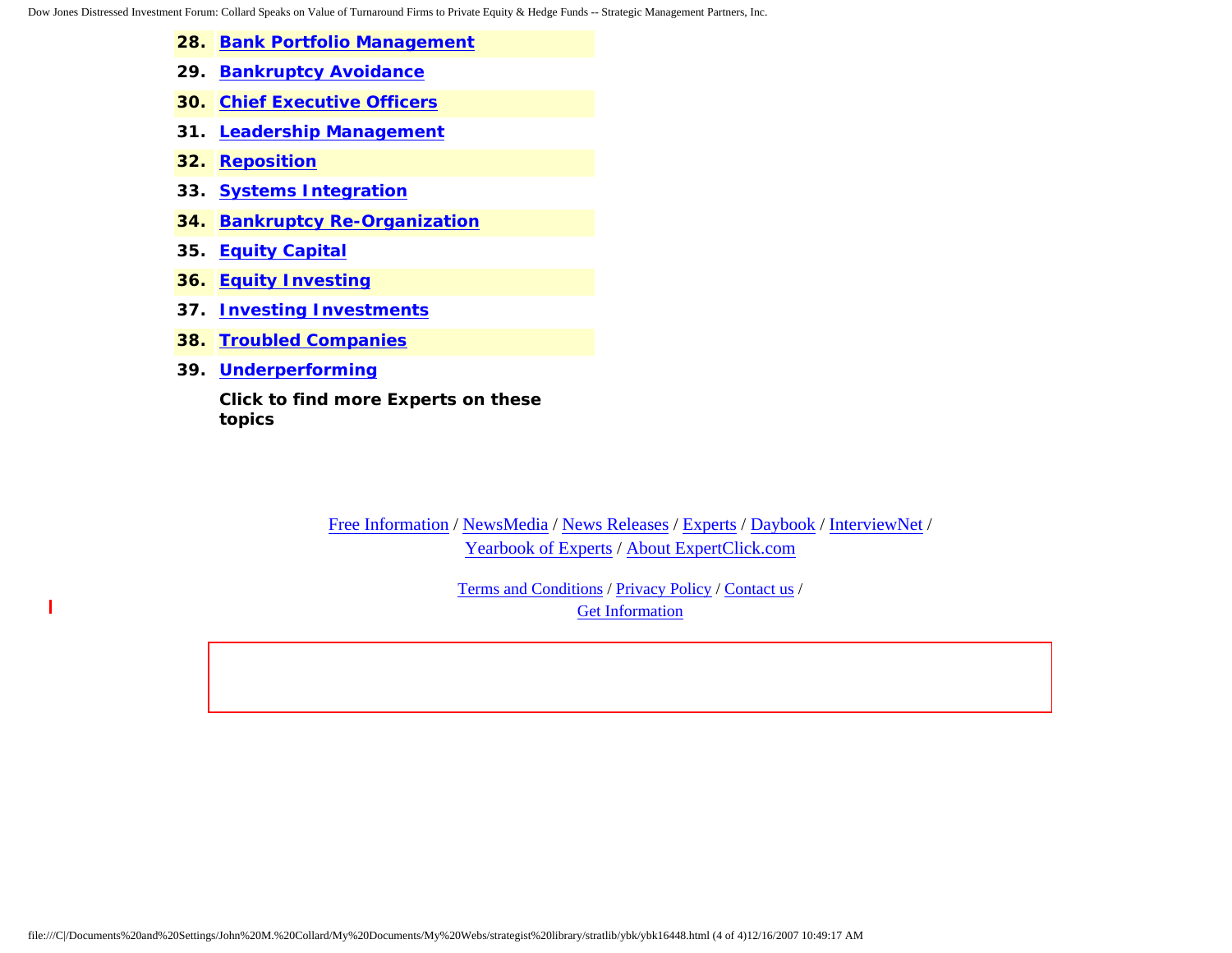28. **Bank Portfolio Management**
29. **Bankruptcy Avoidance**
30. **Chief Executive Officers**
31. **Leadership Management**
32. **Reposition**
33. **Systems Integration**
34. **Bankruptcy Re-Organization**
35. **Equity Capital**
36. **Equity Investing**
37. **Investing Investments**
38. **Troubled Companies**
39. **Underperforming**

**Click to find more Experts on these topics**

Free Information / NewsMedia / News Releases / Experts / Daybook / InterviewNet / Yearbook of Experts / About ExpertClick.com

Terms and Conditions / Privacy Policy / Contact us / Get Information